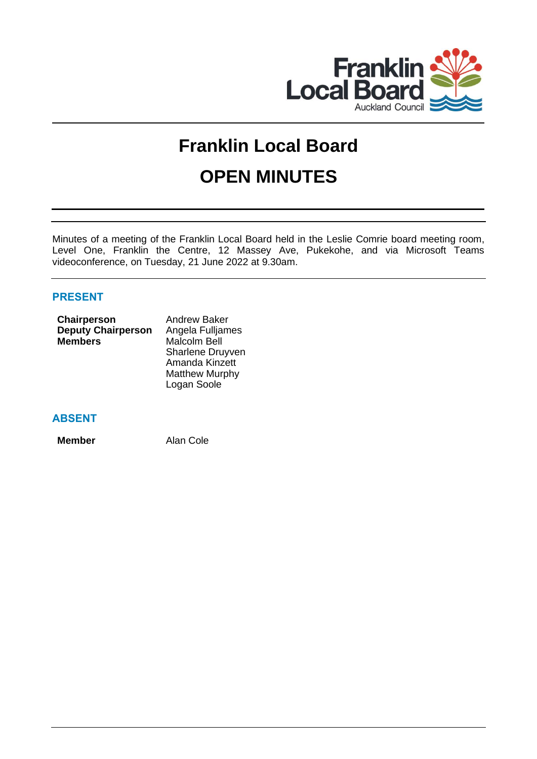# Franklin Local Board

# OPEN MINUTES

Minutes of a meeting of the Franklin Local Board held in the Leslie Comrie board meeting room, Level One, Franklin the Centre, 12 Massey Ave, Pukekohe, and via Microsoft Teams videoconference, on Tuesday, 21 June 2022 at 9.30am.

## PRESENT

| | |
|---|---|
| **Chairperson** | Andrew Baker |
| **Deputy Chairperson** | Angela Fulljames |
| **Members** | Malcolm Bell |
| | Sharlene Druyven |
| | Amanda Kinzett |
| | Matthew Murphy |
| | Logan Soole |

## ABSENT

| | |
|---|---|
| **Member** | Alan Cole |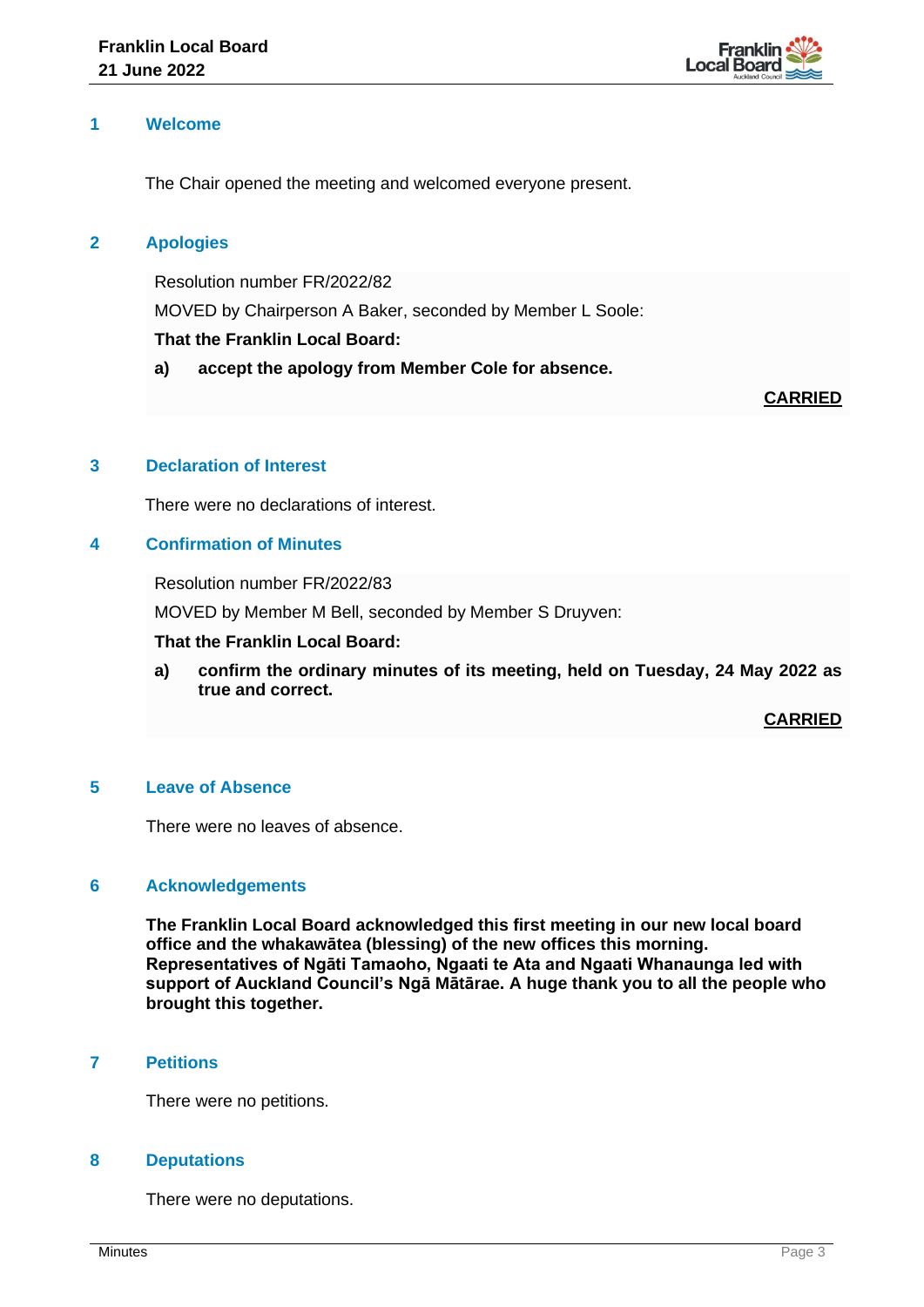## 1 Welcome

The Chair opened the meeting and welcomed everyone present.

## 2 Apologies

Resolution number FR/2022/82

MOVED by Chairperson A Baker, seconded by Member L Soole:

**That the Franklin Local Board:**

**a) accept the apology from Member Cole for absence.**

**CARRIED**

## 3 Declaration of Interest

There were no declarations of interest.

## 4 Confirmation of Minutes

Resolution number FR/2022/83

MOVED by Member M Bell, seconded by Member S Druyven:

**That the Franklin Local Board:**

**a) confirm the ordinary minutes of its meeting, held on Tuesday, 24 May 2022 as true and correct.**

**CARRIED**

## 5 Leave of Absence

There were no leaves of absence.

## 6 Acknowledgements

**The Franklin Local Board acknowledged this first meeting in our new local board office and the whakawātea (blessing) of the new offices this morning. Representatives of Ngāti Tamaoho, Ngaati te Ata and Ngaati Whanaunga led with support of Auckland Council's Ngā Mātārae. A huge thank you to all the people who brought this together.**

## 7 Petitions

There were no petitions.

## 8 Deputations

There were no deputations.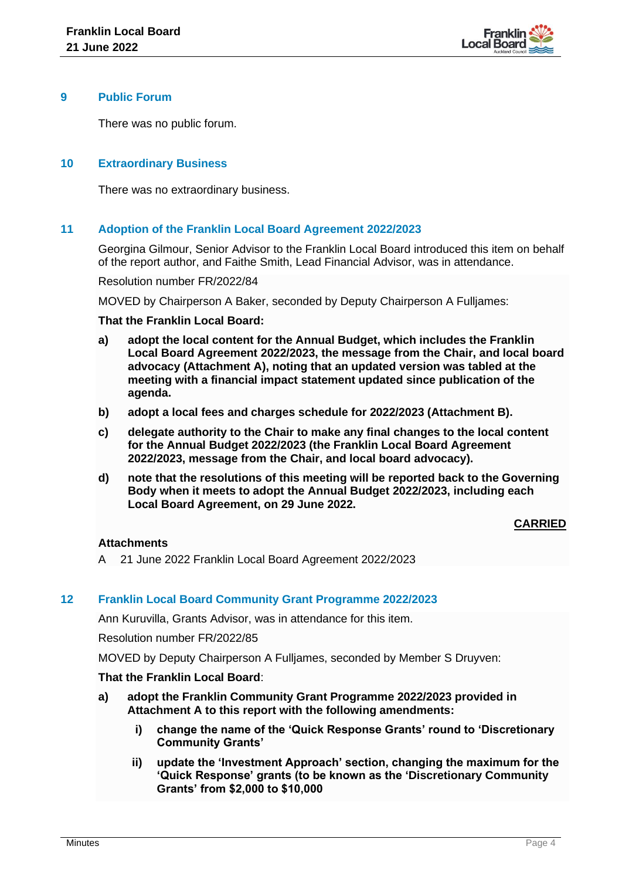## 9 Public Forum

There was no public forum.

## 10 Extraordinary Business

There was no extraordinary business.

## 11 Adoption of the Franklin Local Board Agreement 2022/2023

Georgina Gilmour, Senior Advisor to the Franklin Local Board introduced this item on behalf of the report author, and Faithe Smith, Lead Financial Advisor, was in attendance.

Resolution number FR/2022/84

MOVED by Chairperson A Baker, seconded by Deputy Chairperson A Fulljames:

**That the Franklin Local Board:**

**a) adopt the local content for the Annual Budget, which includes the Franklin Local Board Agreement 2022/2023, the message from the Chair, and local board advocacy (Attachment A), noting that an updated version was tabled at the meeting with a financial impact statement updated since publication of the agenda.**

**b) adopt a local fees and charges schedule for 2022/2023 (Attachment B).**

**c) delegate authority to the Chair to make any final changes to the local content for the Annual Budget 2022/2023 (the Franklin Local Board Agreement 2022/2023, message from the Chair, and local board advocacy).**

**d) note that the resolutions of this meeting will be reported back to the Governing Body when it meets to adopt the Annual Budget 2022/2023, including each Local Board Agreement, on 29 June 2022.**

**CARRIED**

**Attachments**

A 21 June 2022 Franklin Local Board Agreement 2022/2023

## 12 Franklin Local Board Community Grant Programme 2022/2023

Ann Kuruvilla, Grants Advisor, was in attendance for this item.

Resolution number FR/2022/85

MOVED by Deputy Chairperson A Fulljames, seconded by Member S Druyven:

**That the Franklin Local Board**:

**a) adopt the Franklin Community Grant Programme 2022/2023 provided in Attachment A to this report with the following amendments:**

  **i) change the name of the 'Quick Response Grants' round to 'Discretionary Community Grants'**

  **ii) update the 'Investment Approach' section, changing the maximum for the 'Quick Response' grants (to be known as the 'Discretionary Community Grants' from $2,000 to $10,000**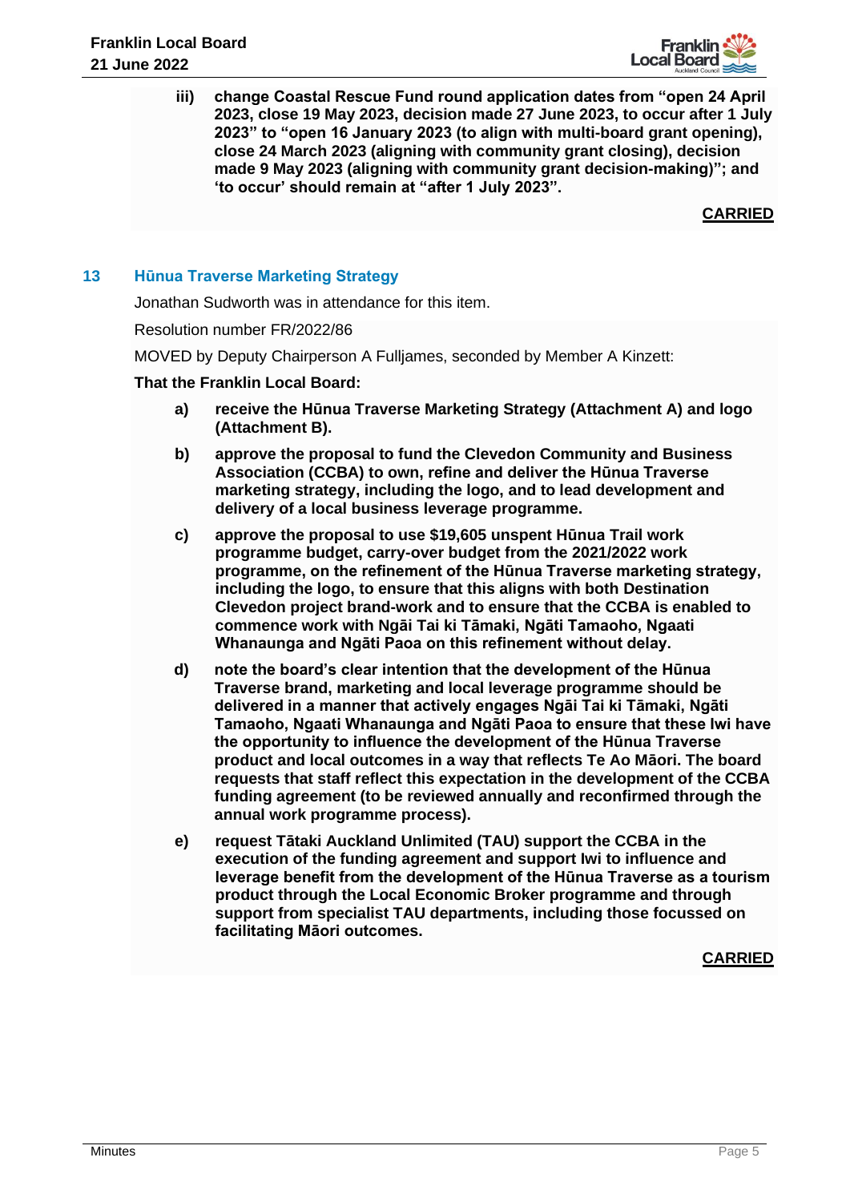**iii) change Coastal Rescue Fund round application dates from "open 24 April 2023, close 19 May 2023, decision made 27 June 2023, to occur after 1 July 2023" to "open 16 January 2023 (to align with multi-board grant opening), close 24 March 2023 (aligning with community grant closing), decision made 9 May 2023 (aligning with community grant decision-making)"; and 'to occur' should remain at "after 1 July 2023".**

**CARRIED**

## 13 Hūnua Traverse Marketing Strategy

Jonathan Sudworth was in attendance for this item.

Resolution number FR/2022/86

MOVED by Deputy Chairperson A Fulljames, seconded by Member A Kinzett:

**That the Franklin Local Board:**

**a) receive the Hūnua Traverse Marketing Strategy (Attachment A) and logo (Attachment B).**

**b) approve the proposal to fund the Clevedon Community and Business Association (CCBA) to own, refine and deliver the Hūnua Traverse marketing strategy, including the logo, and to lead development and delivery of a local business leverage programme.**

**c) approve the proposal to use $19,605 unspent Hūnua Trail work programme budget, carry-over budget from the 2021/2022 work programme, on the refinement of the Hūnua Traverse marketing strategy, including the logo, to ensure that this aligns with both Destination Clevedon project brand-work and to ensure that the CCBA is enabled to commence work with Ngāi Tai ki Tāmaki, Ngāti Tamaoho, Ngaati Whanaunga and Ngāti Paoa on this refinement without delay.**

**d) note the board's clear intention that the development of the Hūnua Traverse brand, marketing and local leverage programme should be delivered in a manner that actively engages Ngāi Tai ki Tāmaki, Ngāti Tamaoho, Ngaati Whanaunga and Ngāti Paoa to ensure that these Iwi have the opportunity to influence the development of the Hūnua Traverse product and local outcomes in a way that reflects Te Ao Māori. The board requests that staff reflect this expectation in the development of the CCBA funding agreement (to be reviewed annually and reconfirmed through the annual work programme process).**

**e) request Tātaki Auckland Unlimited (TAU) support the CCBA in the execution of the funding agreement and support Iwi to influence and leverage benefit from the development of the Hūnua Traverse as a tourism product through the Local Economic Broker programme and through support from specialist TAU departments, including those focussed on facilitating Māori outcomes.**

**CARRIED**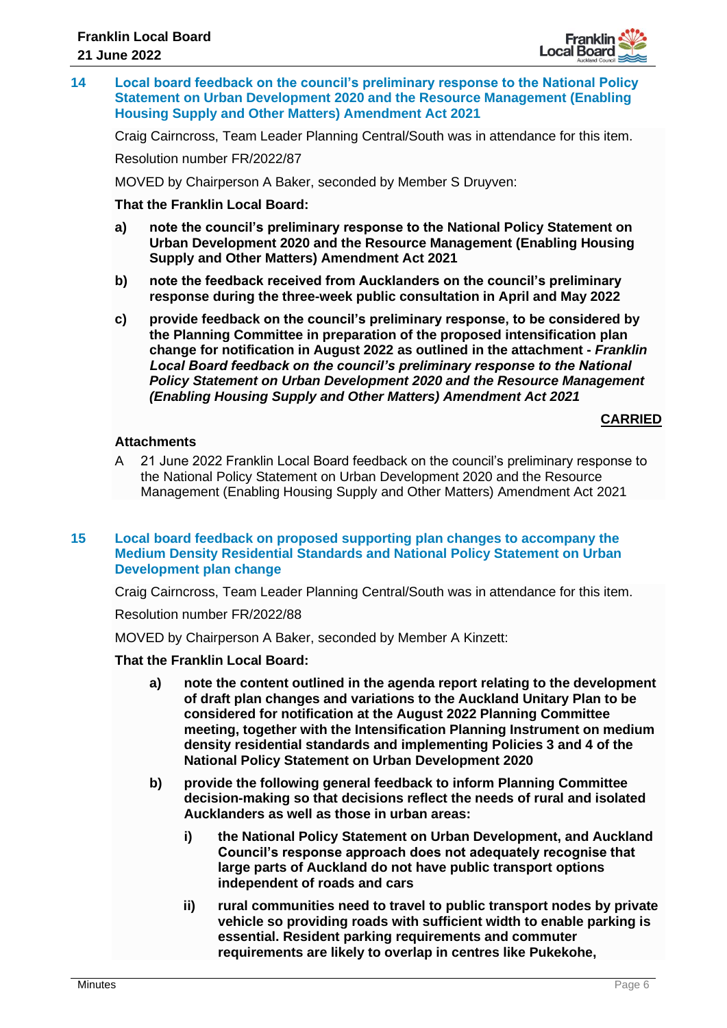## 14 Local board feedback on the council's preliminary response to the National Policy Statement on Urban Development 2020 and the Resource Management (Enabling Housing Supply and Other Matters) Amendment Act 2021

Craig Cairncross, Team Leader Planning Central/South was in attendance for this item.

Resolution number FR/2022/87

MOVED by Chairperson A Baker, seconded by Member S Druyven:

**That the Franklin Local Board:**

**a) note the council's preliminary response to the National Policy Statement on Urban Development 2020 and the Resource Management (Enabling Housing Supply and Other Matters) Amendment Act 2021**

**b) note the feedback received from Aucklanders on the council's preliminary response during the three-week public consultation in April and May 2022**

**c) provide feedback on the council's preliminary response, to be considered by the Planning Committee in preparation of the proposed intensification plan change for notification in August 2022 as outlined in the attachment - *Franklin Local Board feedback on the council's preliminary response to the National Policy Statement on Urban Development 2020 and the Resource Management (Enabling Housing Supply and Other Matters) Amendment Act 2021***

**CARRIED**

**Attachments**

A 21 June 2022 Franklin Local Board feedback on the council's preliminary response to the National Policy Statement on Urban Development 2020 and the Resource Management (Enabling Housing Supply and Other Matters) Amendment Act 2021

## 15 Local board feedback on proposed supporting plan changes to accompany the Medium Density Residential Standards and National Policy Statement on Urban Development plan change

Craig Cairncross, Team Leader Planning Central/South was in attendance for this item.

Resolution number FR/2022/88

MOVED by Chairperson A Baker, seconded by Member A Kinzett:

**That the Franklin Local Board:**

**a) note the content outlined in the agenda report relating to the development of draft plan changes and variations to the Auckland Unitary Plan to be considered for notification at the August 2022 Planning Committee meeting, together with the Intensification Planning Instrument on medium density residential standards and implementing Policies 3 and 4 of the National Policy Statement on Urban Development 2020**

**b) provide the following general feedback to inform Planning Committee decision-making so that decisions reflect the needs of rural and isolated Aucklanders as well as those in urban areas:**

**i) the National Policy Statement on Urban Development, and Auckland Council's response approach does not adequately recognise that large parts of Auckland do not have public transport options independent of roads and cars**

**ii) rural communities need to travel to public transport nodes by private vehicle so providing roads with sufficient width to enable parking is essential. Resident parking requirements and commuter requirements are likely to overlap in centres like Pukekohe,**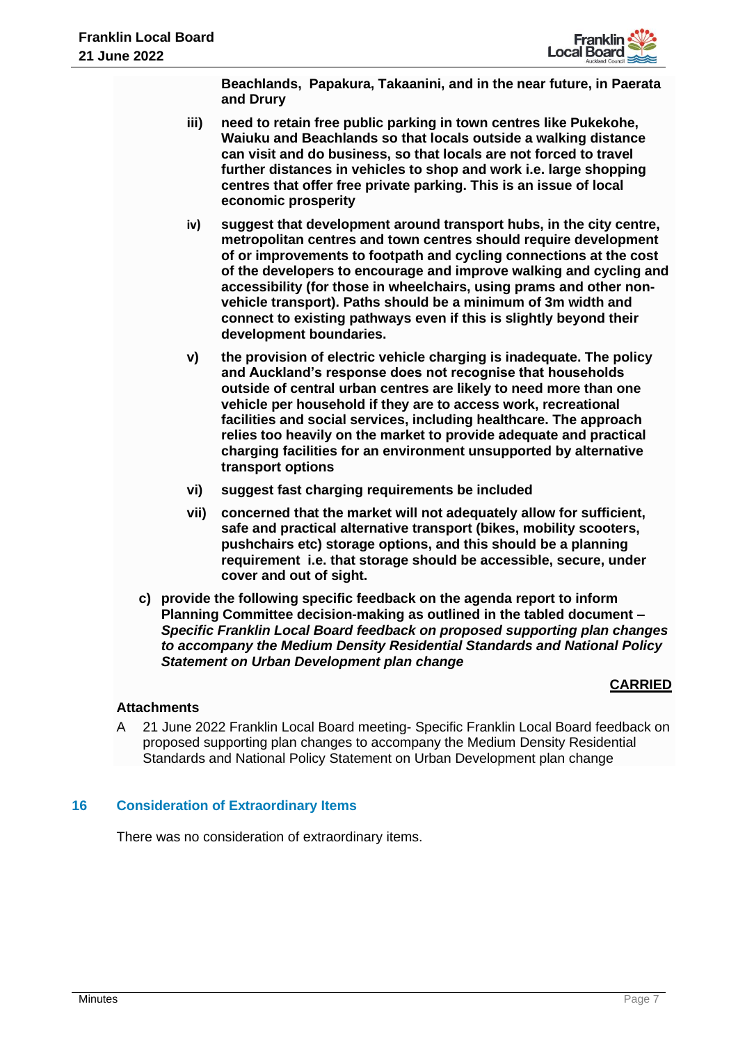**Beachlands, Papakura, Takaanini, and in the near future, in Paerata and Drury**

iii) **need to retain free public parking in town centres like Pukekohe, Waiuku and Beachlands so that locals outside a walking distance can visit and do business, so that locals are not forced to travel further distances in vehicles to shop and work i.e. large shopping centres that offer free private parking. This is an issue of local economic prosperity**

iv) **suggest that development around transport hubs, in the city centre, metropolitan centres and town centres should require development of or improvements to footpath and cycling connections at the cost of the developers to encourage and improve walking and cycling and accessibility (for those in wheelchairs, using prams and other non-vehicle transport). Paths should be a minimum of 3m width and connect to existing pathways even if this is slightly beyond their development boundaries.**

v) **the provision of electric vehicle charging is inadequate. The policy and Auckland's response does not recognise that households outside of central urban centres are likely to need more than one vehicle per household if they are to access work, recreational facilities and social services, including healthcare. The approach relies too heavily on the market to provide adequate and practical charging facilities for an environment unsupported by alternative transport options**

vi) **suggest fast charging requirements be included**

vii) **concerned that the market will not adequately allow for sufficient, safe and practical alternative transport (bikes, mobility scooters, pushchairs etc) storage options, and this should be a planning requirement i.e. that storage should be accessible, secure, under cover and out of sight.**

c) **provide the following specific feedback on the agenda report to inform Planning Committee decision-making as outlined in the tabled document – *Specific Franklin Local Board feedback on proposed supporting plan changes to accompany the Medium Density Residential Standards and National Policy Statement on Urban Development plan change***

**CARRIED**

**Attachments**

A 21 June 2022 Franklin Local Board meeting- Specific Franklin Local Board feedback on proposed supporting plan changes to accompany the Medium Density Residential Standards and National Policy Statement on Urban Development plan change

## 16 Consideration of Extraordinary Items

There was no consideration of extraordinary items.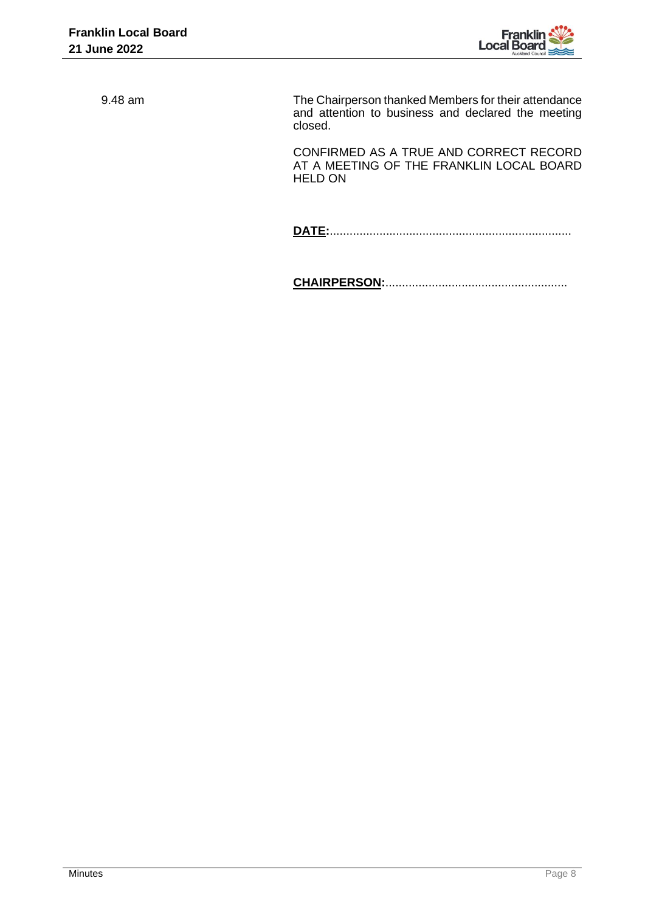9.48 am The Chairperson thanked Members for their attendance and attention to business and declared the meeting closed.

CONFIRMED AS A TRUE AND CORRECT RECORD AT A MEETING OF THE FRANKLIN LOCAL BOARD HELD ON

**DATE:**.........................................................................

**CHAIRPERSON:**.......................................................